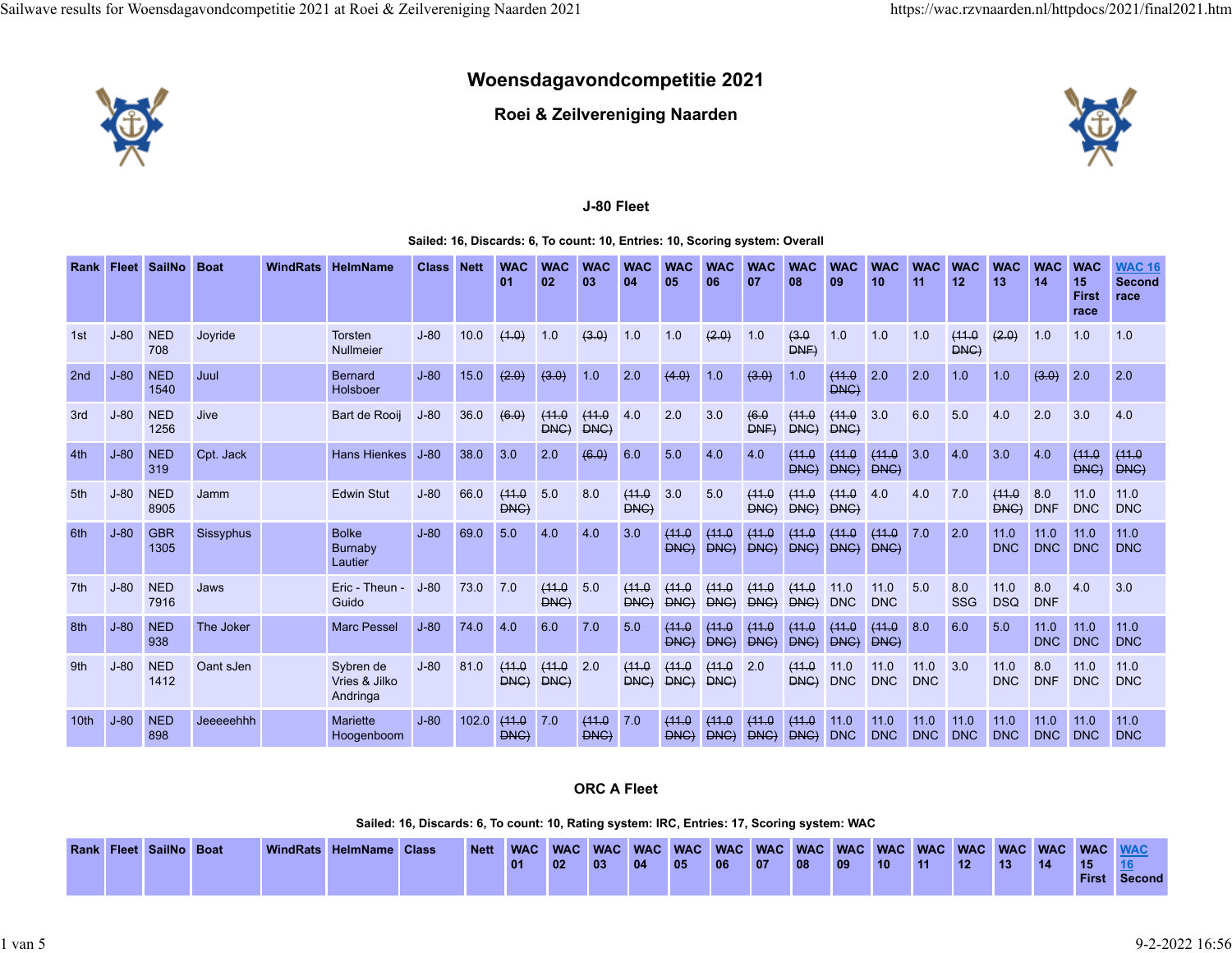# Woensdagavondcompetitie 2021

## Roei & Zeilvereniging Naarden

### J-80 Fleet

**Sailed: 16, Discards: 6, To count: 10, Entries: 10, Scoring system: Overall**

| Rank | Fleet | SailNo | Boat | WindRats | HelmName | Class | Nett | WAC 01 | WAC 02 | WAC 03 | WAC 04 | WAC 05 | WAC 06 | WAC 07 | WAC 08 | WAC 09 | WAC 10 | WAC 11 | WAC 12 | WAC 13 | WAC 14 | WAC 15 First race | WAC 16 Second race |
|---|---|---|---|---|---|---|---|---|---|---|---|---|---|---|---|---|---|---|---|---|---|---|---|
| 1st | J-80 | NED 708 | Joyride | | Torsten Nullmeier | J-80 | 10.0 | ~~(1.0)~~ | 1.0 | ~~(3.0)~~ | 1.0 | 1.0 | ~~(2.0)~~ | 1.0 | ~~(3.0 DNF)~~ | 1.0 | 1.0 | 1.0 | ~~(11.0 DNC)~~ | ~~(2.0)~~ | 1.0 | 1.0 | 1.0 |
| 2nd | J-80 | NED 1540 | Juul | | Bernard Holsboer | J-80 | 15.0 | ~~(2.0)~~ | ~~(3.0)~~ | 1.0 | 2.0 | ~~(4.0)~~ | 1.0 | ~~(3.0)~~ | 1.0 | ~~(11.0 DNC)~~ | 2.0 | 2.0 | 1.0 | 1.0 | ~~(3.0)~~ | 2.0 | 2.0 |
| 3rd | J-80 | NED 1256 | Jive | | Bart de Rooij | J-80 | 36.0 | ~~(6.0)~~ | ~~(11.0 DNC)~~ | ~~(11.0 DNC)~~ | 4.0 | 2.0 | 3.0 | ~~(6.0 DNF)~~ | ~~(11.0 DNC)~~ | ~~(11.0 DNC)~~ | 3.0 | 6.0 | 5.0 | 4.0 | 2.0 | 3.0 | 4.0 |
| 4th | J-80 | NED 319 | Cpt. Jack | | Hans Hienkes | J-80 | 38.0 | 3.0 | 2.0 | ~~(6.0)~~ | 6.0 | 5.0 | 4.0 | 4.0 | ~~(11.0 DNC)~~ | ~~(11.0 DNC)~~ | ~~(11.0 DNC)~~ | 3.0 | 4.0 | 3.0 | 4.0 | ~~(11.0 DNC)~~ | ~~(11.0 DNC)~~ |
| 5th | J-80 | NED 8905 | Jamm | | Edwin Stut | J-80 | 66.0 | ~~(11.0 DNC)~~ | 5.0 | 8.0 | ~~(11.0 DNC)~~ | 3.0 | 5.0 | ~~(11.0 DNC)~~ | ~~(11.0 DNC)~~ | ~~(11.0 DNC)~~ | 4.0 | 4.0 | 7.0 | ~~(11.0 DNC)~~ | 8.0 DNF | 11.0 DNC | 11.0 DNC |
| 6th | J-80 | GBR 1305 | Sissyphus | | Bolke Burnaby Lautier | J-80 | 69.0 | 5.0 | 4.0 | 4.0 | 3.0 | ~~(11.0 DNC)~~ | ~~(11.0 DNC)~~ | ~~(11.0 DNC)~~ | ~~(11.0 DNC)~~ | ~~(11.0 DNC)~~ | ~~(11.0 DNC)~~ | 7.0 | 2.0 | 11.0 DNC | 11.0 DNC | 11.0 DNC | 11.0 DNC |
| 7th | J-80 | NED 7916 | Jaws | | Eric - Theun - Guido | J-80 | 73.0 | 7.0 | ~~(11.0 DNC)~~ | 5.0 | ~~(11.0 DNC)~~ | ~~(11.0 DNC)~~ | ~~(11.0 DNC)~~ | ~~(11.0 DNC)~~ | ~~(11.0 DNC)~~ | 11.0 DNC | 11.0 DNC | 5.0 | 8.0 SSG | 11.0 DSQ | 8.0 DNF | 4.0 | 3.0 |
| 8th | J-80 | NED 938 | The Joker | | Marc Pessel | J-80 | 74.0 | 4.0 | 6.0 | 7.0 | 5.0 | ~~(11.0 DNC)~~ | ~~(11.0 DNC)~~ | ~~(11.0 DNC)~~ | ~~(11.0 DNC)~~ | ~~(11.0 DNC)~~ | ~~(11.0 DNC)~~ | 8.0 | 6.0 | 5.0 | 11.0 DNC | 11.0 DNC | 11.0 DNC |
| 9th | J-80 | NED 1412 | Oant sJen | | Sybren de Vries & Jilko Andringa | J-80 | 81.0 | ~~(11.0 DNC)~~ | ~~(11.0 DNC)~~ | 2.0 | ~~(11.0 DNC)~~ | ~~(11.0 DNC)~~ | ~~(11.0 DNC)~~ | 2.0 | ~~(11.0 DNC)~~ | 11.0 DNC | 11.0 DNC | 11.0 DNC | 3.0 | 11.0 DNC | 8.0 DNF | 11.0 DNC | 11.0 DNC |
| 10th | J-80 | NED 898 | Jeeeeehhh | | Mariette Hoogenboom | J-80 | 102.0 | ~~(11.0 DNC)~~ | 7.0 | ~~(11.0 DNC)~~ | 7.0 | ~~(11.0 DNC)~~ | ~~(11.0 DNC)~~ | ~~(11.0 DNC)~~ | ~~(11.0 DNC)~~ | 11.0 DNC | 11.0 DNC | 11.0 DNC | 11.0 DNC | 11.0 DNC | 11.0 DNC | 11.0 DNC | 11.0 DNC |

### ORC A Fleet

**Sailed: 16, Discards: 6, To count: 10, Rating system: IRC, Entries: 17, Scoring system: WAC**

| Rank | Fleet | SailNo | Boat | WindRats | HelmName | Class | Nett | WAC 01 | WAC 02 | WAC 03 | WAC 04 | WAC 05 | WAC 06 | WAC 07 | WAC 08 | WAC 09 | WAC 10 | WAC 11 | WAC 12 | WAC 13 | WAC 14 | WAC 15 First | WAC 16 Second |
|---|---|---|---|---|---|---|---|---|---|---|---|---|---|---|---|---|---|---|---|---|---|---|---|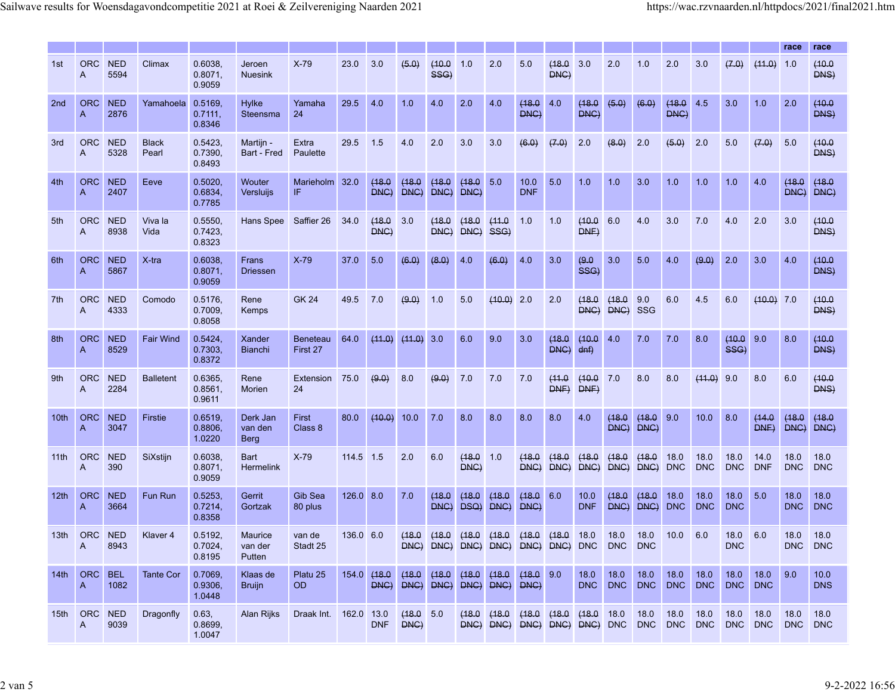| | | | | | | | | | | | | | | | | | | | | | | race | race |
|---|---|---|---|---|---|---|---|---|---|---|---|---|---|---|---|---|---|---|---|---|---|---|---|
| 1st | ORC A | NED 5594 | Climax | 0.6038, 0.8071, 0.9059 | Jeroen Nuesink | X-79 | 23.0 | 3.0 | ~~(5.0)~~ | ~~(10.0 SSG)~~ | 1.0 | 2.0 | 5.0 | ~~(18.0 DNC)~~ | 3.0 | 2.0 | 1.0 | 2.0 | 3.0 | ~~(7.0)~~ | ~~(11.0)~~ | 1.0 | ~~(10.0 DNS)~~ |
| 2nd | ORC A | NED 2876 | Yamahoela | 0.5169, 0.7111, 0.8346 | Hylke Steensma | Yamaha 24 | 29.5 | 4.0 | 1.0 | 4.0 | 2.0 | 4.0 | ~~(18.0 DNC)~~ | 4.0 | ~~(18.0 DNC)~~ | ~~(5.0)~~ | ~~(6.0)~~ | ~~(18.0 DNC)~~ | 4.5 | 3.0 | 1.0 | 2.0 | ~~(10.0 DNS)~~ |
| 3rd | ORC A | NED 5328 | Black Pearl | 0.5423, 0.7390, 0.8493 | Martijn - Bart - Fred | Extra Paulette | 29.5 | 1.5 | 4.0 | 2.0 | 3.0 | 3.0 | ~~(6.0)~~ | ~~(7.0)~~ | 2.0 | ~~(8.0)~~ | 2.0 | ~~(5.0)~~ | 2.0 | 5.0 | ~~(7.0)~~ | 5.0 | ~~(10.0 DNS)~~ |
| 4th | ORC A | NED 2407 | Eeve | 0.5020, 0.6834, 0.7785 | Wouter Versluijs | Marieholm IF | 32.0 | ~~(18.0 DNC)~~ | ~~(18.0 DNC)~~ | ~~(18.0 DNC)~~ | ~~(18.0 DNC)~~ | 5.0 | 10.0 DNF | 5.0 | 1.0 | 1.0 | 3.0 | 1.0 | 1.0 | 1.0 | 4.0 | ~~(18.0 DNC)~~ | ~~(18.0 DNC)~~ |
| 5th | ORC A | NED 8938 | Viva la Vida | 0.5550, 0.7423, 0.8323 | Hans Spee | Saffier 26 | 34.0 | ~~(18.0 DNC)~~ | 3.0 | ~~(18.0 DNC)~~ | ~~(18.0 DNC)~~ | ~~(11.0 SSG)~~ | 1.0 | 1.0 | ~~(10.0 DNF)~~ | 6.0 | 4.0 | 3.0 | 7.0 | 4.0 | 2.0 | 3.0 | ~~(10.0 DNS)~~ |
| 6th | ORC A | NED 5867 | X-tra | 0.6038, 0.8071, 0.9059 | Frans Driessen | X-79 | 37.0 | 5.0 | ~~(6.0)~~ | ~~(8.0)~~ | 4.0 | ~~(6.0)~~ | 4.0 | 3.0 | ~~(9.0 SSG)~~ | 3.0 | 5.0 | 4.0 | ~~(9.0)~~ | 2.0 | 3.0 | 4.0 | ~~(10.0 DNS)~~ |
| 7th | ORC A | NED 4333 | Comodo | 0.5176, 0.7009, 0.8058 | Rene Kemps | GK 24 | 49.5 | 7.0 | ~~(9.0)~~ | 1.0 | 5.0 | ~~(10.0)~~ | 2.0 | 2.0 | ~~(18.0 DNC)~~ | ~~(18.0 DNC)~~ | 9.0 SSG | 6.0 | 4.5 | 6.0 | ~~(10.0)~~ | 7.0 | ~~(10.0 DNS)~~ |
| 8th | ORC A | NED 8529 | Fair Wind | 0.5424, 0.7303, 0.8372 | Xander Bianchi | Beneteau First 27 | 64.0 | ~~(11.0)~~ | ~~(11.0)~~ | 3.0 | 6.0 | 9.0 | 3.0 | ~~(18.0 DNC)~~ | ~~(10.0 dnf)~~ | 4.0 | 7.0 | 7.0 | 8.0 | ~~(10.0 SSG)~~ | 9.0 | 8.0 | ~~(10.0 DNS)~~ |
| 9th | ORC A | NED 2284 | Balletent | 0.6365, 0.8561, 0.9611 | Rene Morien | Extension 24 | 75.0 | ~~(9.0)~~ | 8.0 | ~~(9.0)~~ | 7.0 | 7.0 | 7.0 | ~~(11.0 DNF)~~ | ~~(10.0 DNF)~~ | 7.0 | 8.0 | 8.0 | ~~(11.0)~~ | 9.0 | 8.0 | 6.0 | ~~(10.0 DNS)~~ |
| 10th | ORC A | NED 3047 | Firstie | 0.6519, 0.8806, 1.0220 | Derk Jan van den Berg | First Class 8 | 80.0 | ~~(10.0)~~ | 10.0 | 7.0 | 8.0 | 8.0 | 8.0 | 8.0 | 4.0 | ~~(18.0 DNC)~~ | ~~(18.0 DNC)~~ | 9.0 | 10.0 | 8.0 | ~~(14.0 DNF)~~ | ~~(18.0 DNC)~~ | ~~(18.0 DNC)~~ |
| 11th | ORC A | NED 390 | SiXstijn | 0.6038, 0.8071, 0.9059 | Bart Hermelink | X-79 | 114.5 | 1.5 | 2.0 | 6.0 | ~~(18.0 DNC)~~ | 1.0 | ~~(18.0 DNC)~~ | ~~(18.0 DNC)~~ | ~~(18.0 DNC)~~ | ~~(18.0 DNC)~~ | ~~(18.0 DNC)~~ | 18.0 DNC | 18.0 DNC | 18.0 DNC | 14.0 DNF | 18.0 DNC | 18.0 DNC |
| 12th | ORC A | NED 3664 | Fun Run | 0.5253, 0.7214, 0.8358 | Gerrit Gortzak | Gib Sea 80 plus | 126.0 | 8.0 | 7.0 | ~~(18.0 DNC)~~ | ~~(18.0 DSQ)~~ | ~~(18.0 DNC)~~ | ~~(18.0 DNC)~~ | 6.0 | 10.0 DNF | ~~(18.0 DNC)~~ | ~~(18.0 DNC)~~ | 18.0 DNC | 18.0 DNC | 18.0 DNC | 5.0 | 18.0 DNC | 18.0 DNC |
| 13th | ORC A | NED 8943 | Klaver 4 | 0.5192, 0.7024, 0.8195 | Maurice van der Putten | van de Stadt 25 | 136.0 | 6.0 | ~~(18.0 DNC)~~ | ~~(18.0 DNC)~~ | ~~(18.0 DNC)~~ | ~~(18.0 DNC)~~ | ~~(18.0 DNC)~~ | ~~(18.0 DNC)~~ | 18.0 DNC | 18.0 DNC | 18.0 DNC | 10.0 | 6.0 | 18.0 DNC | 6.0 | 18.0 DNC | 18.0 DNC |
| 14th | ORC A | BEL 1082 | Tante Cor | 0.7069, 0.9306, 1.0448 | Klaas de Bruijn | Platu 25 OD | 154.0 | ~~(18.0 DNC)~~ | ~~(18.0 DNC)~~ | ~~(18.0 DNC)~~ | ~~(18.0 DNC)~~ | ~~(18.0 DNC)~~ | ~~(18.0 DNC)~~ | 9.0 | 18.0 DNC | 18.0 DNC | 18.0 DNC | 18.0 DNC | 18.0 DNC | 18.0 DNC | 18.0 DNC | 9.0 | 10.0 DNS |
| 15th | ORC A | NED 9039 | Dragonfly | 0.63, 0.8699, 1.0047 | Alan Rijks | Draak Int. | 162.0 | 13.0 DNF | ~~(18.0 DNC)~~ | 5.0 | ~~(18.0 DNC)~~ | ~~(18.0 DNC)~~ | ~~(18.0 DNC)~~ | ~~(18.0 DNC)~~ | ~~(18.0 DNC)~~ | 18.0 DNC | 18.0 DNC | 18.0 DNC | 18.0 DNC | 18.0 DNC | 18.0 DNC | 18.0 DNC | 18.0 DNC |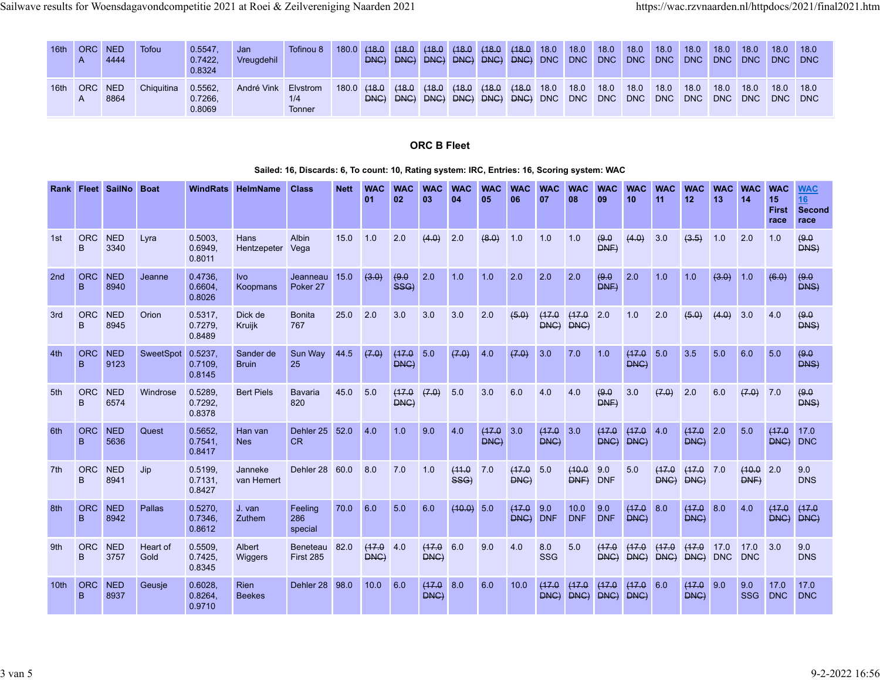| 16th | ORC A | NED 4444 | Tofou | 0.5547, 0.7422, 0.8324 | Jan Vreugdehil | Tofinou 8 | 180.0 | ~~(18.0 DNC)~~ | ~~(18.0 DNC)~~ | ~~(18.0 DNC)~~ | ~~(18.0 DNC)~~ | ~~(18.0 DNC)~~ | ~~(18.0 DNC)~~ | 18.0 DNC | 18.0 DNC | 18.0 DNC | 18.0 DNC | 18.0 DNC | 18.0 DNC | 18.0 DNC | 18.0 DNC | 18.0 DNC | 18.0 DNC |
|---|---|---|---|---|---|---|---|---|---|---|---|---|---|---|---|---|---|---|---|---|---|---|---|
| 16th | ORC A | NED 8864 | Chiquitina | 0.5562, 0.7266, 0.8069 | André Vink | Elvstrom 1/4 Tonner | 180.0 | ~~(18.0 DNC)~~ | ~~(18.0 DNC)~~ | ~~(18.0 DNC)~~ | ~~(18.0 DNC)~~ | ~~(18.0 DNC)~~ | ~~(18.0 DNC)~~ | 18.0 DNC | 18.0 DNC | 18.0 DNC | 18.0 DNC | 18.0 DNC | 18.0 DNC | 18.0 DNC | 18.0 DNC | 18.0 DNC | 18.0 DNC |

## ORC B Fleet

**Sailed: 16, Discards: 6, To count: 10, Rating system: IRC, Entries: 16, Scoring system: WAC**

| Rank | Fleet | SailNo | Boat | WindRats | HelmName | Class | Nett | WAC 01 | WAC 02 | WAC 03 | WAC 04 | WAC 05 | WAC 06 | WAC 07 | WAC 08 | WAC 09 | WAC 10 | WAC 11 | WAC 12 | WAC 13 | WAC 14 | WAC 15 First race | WAC 16 Second race |
|---|---|---|---|---|---|---|---|---|---|---|---|---|---|---|---|---|---|---|---|---|---|---|---|
| 1st | ORC B | NED 3340 | Lyra | 0.5003, 0.6949, 0.8011 | Hans Hentzepeter | Albin Vega | 15.0 | 1.0 | 2.0 | ~~(4.0)~~ | 2.0 | ~~(8.0)~~ | 1.0 | 1.0 | 1.0 | ~~(9.0 DNF)~~ | ~~(4.0)~~ | 3.0 | ~~(3.5)~~ | 1.0 | 2.0 | 1.0 | ~~(9.0 DNS)~~ |
| 2nd | ORC B | NED 8940 | Jeanne | 0.4736, 0.6604, 0.8026 | Ivo Koopmans | Jeanneau Poker 27 | 15.0 | ~~(3.0)~~ | ~~(9.0 SSG)~~ | 2.0 | 1.0 | 1.0 | 2.0 | 2.0 | 2.0 | ~~(9.0 DNF)~~ | 2.0 | 1.0 | 1.0 | ~~(3.0)~~ | 1.0 | ~~(6.0)~~ | ~~(9.0 DNS)~~ |
| 3rd | ORC B | NED 8945 | Orion | 0.5317, 0.7279, 0.8489 | Dick de Kruijk | Bonita 767 | 25.0 | 2.0 | 3.0 | 3.0 | 3.0 | 2.0 | ~~(5.0)~~ | ~~(17.0 DNC)~~ | ~~(17.0 DNC)~~ | 2.0 | 1.0 | 2.0 | ~~(5.0)~~ | ~~(4.0)~~ | 3.0 | 4.0 | ~~(9.0 DNS)~~ |
| 4th | ORC B | NED 9123 | SweetSpot | 0.5237, 0.7109, 0.8145 | Sander de Bruin | Sun Way 25 | 44.5 | ~~(7.0)~~ | ~~(17.0 DNC)~~ | 5.0 | ~~(7.0)~~ | 4.0 | ~~(7.0)~~ | 3.0 | 7.0 | 1.0 | ~~(17.0 DNC)~~ | 5.0 | 3.5 | 5.0 | 6.0 | 5.0 | ~~(9.0 DNS)~~ |
| 5th | ORC B | NED 6574 | Windrose | 0.5289, 0.7292, 0.8378 | Bert Piels | Bavaria 820 | 45.0 | 5.0 | ~~(17.0 DNC)~~ | ~~(7.0)~~ | 5.0 | 3.0 | 6.0 | 4.0 | 4.0 | ~~(9.0 DNF)~~ | 3.0 | ~~(7.0)~~ | 2.0 | 6.0 | ~~(7.0)~~ | 7.0 | ~~(9.0 DNS)~~ |
| 6th | ORC B | NED 5636 | Quest | 0.5652, 0.7541, 0.8417 | Han van Nes | Dehler 25 CR | 52.0 | 4.0 | 1.0 | 9.0 | 4.0 | ~~(17.0 DNC)~~ | 3.0 | ~~(17.0 DNC)~~ | 3.0 | ~~(17.0 DNC)~~ | ~~(17.0 DNC)~~ | 4.0 | ~~(17.0 DNC)~~ | 2.0 | 5.0 | ~~(17.0 DNC)~~ | 17.0 DNC |
| 7th | ORC B | NED 8941 | Jip | 0.5199, 0.7131, 0.8427 | Janneke van Hemert | Dehler 28 | 60.0 | 8.0 | 7.0 | 1.0 | ~~(11.0 SSG)~~ | 7.0 | ~~(17.0 DNC)~~ | 5.0 | ~~(10.0 DNF)~~ | 9.0 DNF | 5.0 | ~~(17.0 DNC)~~ | ~~(17.0 DNC)~~ | 7.0 | ~~(10.0 DNF)~~ | 2.0 | 9.0 DNS |
| 8th | ORC B | NED 8942 | Pallas | 0.5270, 0.7346, 0.8612 | J. van Zuthem | Feeling 286 special | 70.0 | 6.0 | 5.0 | 6.0 | ~~(10.0)~~ | 5.0 | ~~(17.0 DNC)~~ | 9.0 DNF | 10.0 DNF | 9.0 DNF | ~~(17.0 DNC)~~ | 8.0 | ~~(17.0 DNC)~~ | 8.0 | 4.0 | ~~(17.0 DNC)~~ | ~~(17.0 DNC)~~ |
| 9th | ORC B | NED 3757 | Heart of Gold | 0.5509, 0.7425, 0.8345 | Albert Wiggers | Beneteau First 285 | 82.0 | ~~(17.0 DNC)~~ | 4.0 | ~~(17.0 DNC)~~ | 6.0 | 9.0 | 4.0 | 8.0 SSG | 5.0 | ~~(17.0 DNC)~~ | ~~(17.0 DNC)~~ | ~~(17.0 DNC)~~ | ~~(17.0 DNC)~~ | 17.0 DNC | 17.0 DNC | 3.0 | 9.0 DNS |
| 10th | ORC B | NED 8937 | Geusje | 0.6028, 0.8264, 0.9710 | Rien Beekes | Dehler 28 | 98.0 | 10.0 | 6.0 | ~~(17.0 DNC)~~ | 8.0 | 6.0 | 10.0 | ~~(17.0 DNC)~~ | ~~(17.0 DNC)~~ | ~~(17.0 DNC)~~ | ~~(17.0 DNC)~~ | 6.0 | ~~(17.0 DNC)~~ | 9.0 | 9.0 SSG | 17.0 DNC | 17.0 DNC |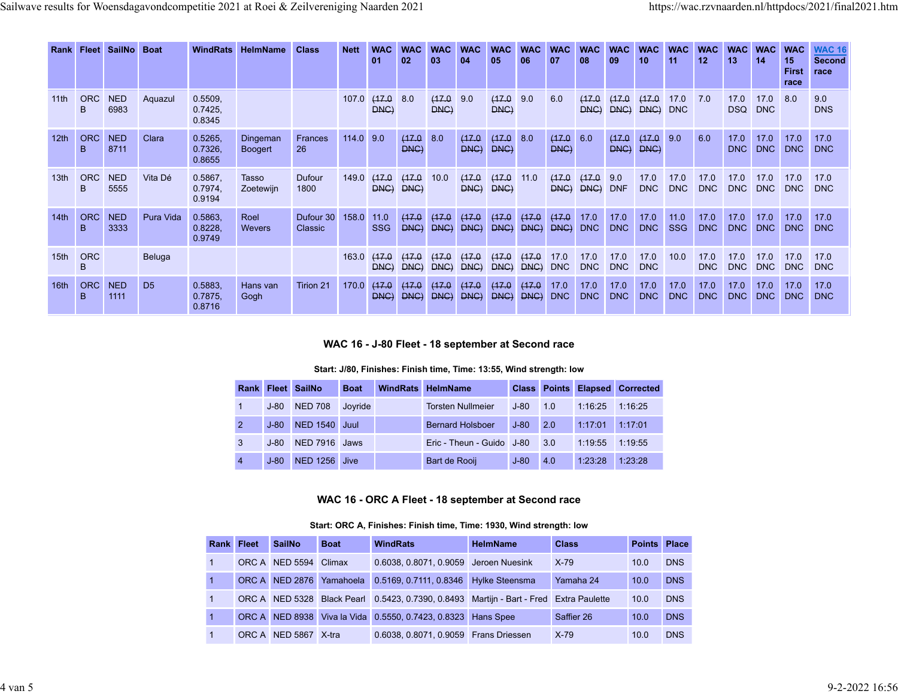| Rank | Fleet | SailNo | Boat | WindRats | HelmName | Class | Nett | WAC 01 | WAC 02 | WAC 03 | WAC 04 | WAC 05 | WAC 06 | WAC 07 | WAC 08 | WAC 09 | WAC 10 | WAC 11 | WAC 12 | WAC 13 | WAC 14 | WAC 15 First race | WAC 16 Second race |
|---|---|---|---|---|---|---|---|---|---|---|---|---|---|---|---|---|---|---|---|---|---|---|---|
| 11th | ORC B | NED 6983 | Aquazul | 0.5509, 0.7425, 0.8345 | | | 107.0 | ~~(17.0 DNC)~~ | 8.0 | ~~(17.0 DNC)~~ | 9.0 | ~~(17.0 DNC)~~ | 9.0 | 6.0 | ~~(17.0 DNC)~~ | ~~(17.0 DNC)~~ | ~~(17.0 DNC)~~ | 17.0 DNC | 7.0 | 17.0 DSQ | 17.0 DNC | 8.0 | 9.0 DNS |
| 12th | ORC B | NED 8711 | Clara | 0.5265, 0.7326, 0.8655 | Dingeman Boogert | Frances 26 | 114.0 | 9.0 | ~~(17.0 DNC)~~ | 8.0 | ~~(17.0 DNC)~~ | ~~(17.0 DNC)~~ | 8.0 | ~~(17.0 DNC)~~ | 6.0 | ~~(17.0 DNC)~~ | ~~(17.0 DNC)~~ | 9.0 | 6.0 | 17.0 DNC | 17.0 DNC | 17.0 DNC | 17.0 DNC |
| 13th | ORC B | NED 5555 | Vita Dé | 0.5867, 0.7974, 0.9194 | Tasso Zoetewijn | Dufour 1800 | 149.0 | ~~(17.0 DNC)~~ | ~~(17.0 DNC)~~ | 10.0 | ~~(17.0 DNC)~~ | ~~(17.0 DNC)~~ | 11.0 | ~~(17.0 DNC)~~ | ~~(17.0 DNC)~~ | 9.0 DNF | 17.0 DNC | 17.0 DNC | 17.0 DNC | 17.0 DNC | 17.0 DNC | 17.0 DNC | 17.0 DNC |
| 14th | ORC B | NED 3333 | Pura Vida | 0.5863, 0.8228, 0.9749 | Roel Wevers | Dufour 30 Classic | 158.0 | 11.0 SSG | ~~(17.0 DNC)~~ | ~~(17.0 DNC)~~ | ~~(17.0 DNC)~~ | ~~(17.0 DNC)~~ | ~~(17.0 DNC)~~ | ~~(17.0 DNC)~~ | 17.0 DNC | 17.0 DNC | 17.0 DNC | 11.0 SSG | 17.0 DNC | 17.0 DNC | 17.0 DNC | 17.0 DNC | 17.0 DNC |
| 15th | ORC B | | Beluga | | | | 163.0 | ~~(17.0 DNC)~~ | ~~(17.0 DNC)~~ | ~~(17.0 DNC)~~ | ~~(17.0 DNC)~~ | ~~(17.0 DNC)~~ | ~~(17.0 DNC)~~ | 17.0 DNC | 17.0 DNC | 17.0 DNC | 17.0 DNC | 10.0 | 17.0 DNC | 17.0 DNC | 17.0 DNC | 17.0 DNC | 17.0 DNC |
| 16th | ORC B | NED 1111 | D5 | 0.5883, 0.7875, 0.8716 | Hans van Gogh | Tirion 21 | 170.0 | ~~(17.0 DNC)~~ | ~~(17.0 DNC)~~ | ~~(17.0 DNC)~~ | ~~(17.0 DNC)~~ | ~~(17.0 DNC)~~ | ~~(17.0 DNC)~~ | 17.0 DNC | 17.0 DNC | 17.0 DNC | 17.0 DNC | 17.0 DNC | 17.0 DNC | 17.0 DNC | 17.0 DNC | 17.0 DNC | 17.0 DNC |

### WAC 16 - J-80 Fleet - 18 september at Second race

**Start: J/80, Finishes: Finish time, Time: 13:55, Wind strength: low**

| Rank | Fleet | SailNo | Boat | WindRats | HelmName | Class | Points | Elapsed | Corrected |
|---|---|---|---|---|---|---|---|---|---|
| 1 | J-80 | NED 708 | Joyride | | Torsten Nullmeier | J-80 | 1.0 | 1:16:25 | 1:16:25 |
| 2 | J-80 | NED 1540 | Juul | | Bernard Holsboer | J-80 | 2.0 | 1:17:01 | 1:17:01 |
| 3 | J-80 | NED 7916 | Jaws | | Eric - Theun - Guido | J-80 | 3.0 | 1:19:55 | 1:19:55 |
| 4 | J-80 | NED 1256 | Jive | | Bart de Rooij | J-80 | 4.0 | 1:23:28 | 1:23:28 |

### WAC 16 - ORC A Fleet - 18 september at Second race

**Start: ORC A, Finishes: Finish time, Time: 1930, Wind strength: low**

| Rank | Fleet | SailNo | Boat | WindRats | HelmName | Class | Points | Place |
|---|---|---|---|---|---|---|---|---|
| 1 | ORC A | NED 5594 | Climax | 0.6038, 0.8071, 0.9059 | Jeroen Nuesink | X-79 | 10.0 | DNS |
| 1 | ORC A | NED 2876 | Yamahoela | 0.5169, 0.7111, 0.8346 | Hylke Steensma | Yamaha 24 | 10.0 | DNS |
| 1 | ORC A | NED 5328 | Black Pearl | 0.5423, 0.7390, 0.8493 | Martijn - Bart - Fred | Extra Paulette | 10.0 | DNS |
| 1 | ORC A | NED 8938 | Viva la Vida | 0.5550, 0.7423, 0.8323 | Hans Spee | Saffier 26 | 10.0 | DNS |
| 1 | ORC A | NED 5867 | X-tra | 0.6038, 0.8071, 0.9059 | Frans Driessen | X-79 | 10.0 | DNS |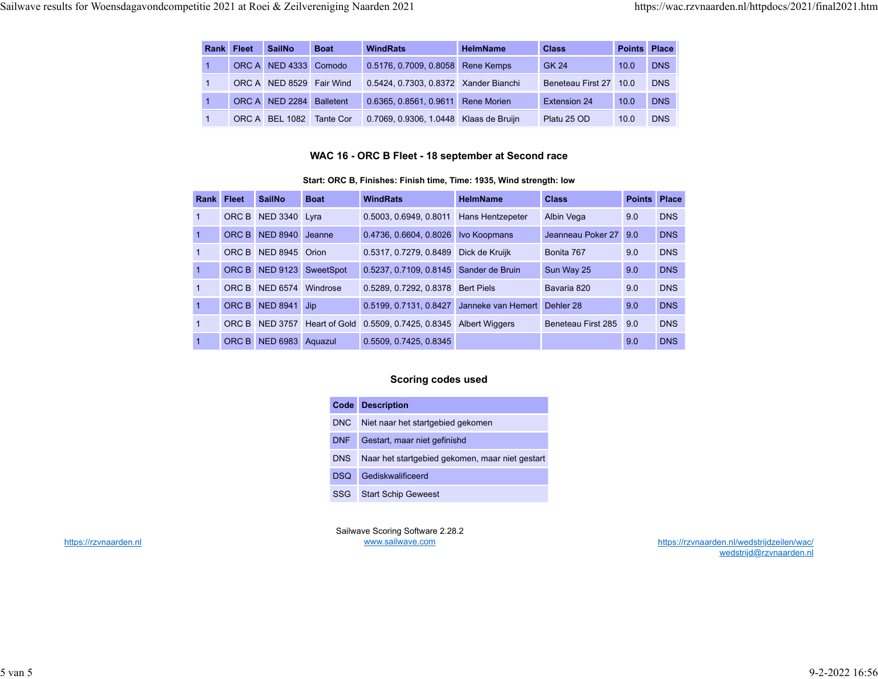| Rank | Fleet | SailNo | Boat | WindRats | HelmName | Class | Points | Place |
|---|---|---|---|---|---|---|---|---|
| 1 | ORC A | NED 4333 | Comodo | 0.5176, 0.7009, 0.8058 | Rene Kemps | GK 24 | 10.0 | DNS |
| 1 | ORC A | NED 8529 | Fair Wind | 0.5424, 0.7303, 0.8372 | Xander Bianchi | Beneteau First 27 | 10.0 | DNS |
| 1 | ORC A | NED 2284 | Balletent | 0.6365, 0.8561, 0.9611 | Rene Morien | Extension 24 | 10.0 | DNS |
| 1 | ORC A | BEL 1082 | Tante Cor | 0.7069, 0.9306, 1.0448 | Klaas de Bruijn | Platu 25 OD | 10.0 | DNS |

### WAC 16 - ORC B Fleet - 18 september at Second race

**Start: ORC B, Finishes: Finish time, Time: 1935, Wind strength: low**

| Rank | Fleet | SailNo | Boat | WindRats | HelmName | Class | Points | Place |
|---|---|---|---|---|---|---|---|---|
| 1 | ORC B | NED 3340 | Lyra | 0.5003, 0.6949, 0.8011 | Hans Hentzepeter | Albin Vega | 9.0 | DNS |
| 1 | ORC B | NED 8940 | Jeanne | 0.4736, 0.6604, 0.8026 | Ivo Koopmans | Jeanneau Poker 27 | 9.0 | DNS |
| 1 | ORC B | NED 8945 | Orion | 0.5317, 0.7279, 0.8489 | Dick de Kruijk | Bonita 767 | 9.0 | DNS |
| 1 | ORC B | NED 9123 | SweetSpot | 0.5237, 0.7109, 0.8145 | Sander de Bruin | Sun Way 25 | 9.0 | DNS |
| 1 | ORC B | NED 6574 | Windrose | 0.5289, 0.7292, 0.8378 | Bert Piels | Bavaria 820 | 9.0 | DNS |
| 1 | ORC B | NED 8941 | Jip | 0.5199, 0.7131, 0.8427 | Janneke van Hemert | Dehler 28 | 9.0 | DNS |
| 1 | ORC B | NED 3757 | Heart of Gold | 0.5509, 0.7425, 0.8345 | Albert Wiggers | Beneteau First 285 | 9.0 | DNS |
| 1 | ORC B | NED 6983 | Aquazul | 0.5509, 0.7425, 0.8345 | | | 9.0 | DNS |

### Scoring codes used

| Code | Description |
|---|---|
| DNC | Niet naar het startgebied gekomen |
| DNF | Gestart, maar niet gefinishd |
| DNS | Naar het startgebied gekomen, maar niet gestart |
| DSQ | Gediskwalificeerd |
| SSG | Start Schip Geweest |

Sailwave Scoring Software 2.28.2
www.sailwave.com

https://rzvnaarden.nl

https://rzvnaarden.nl/wedstrijdzeilen/wac/
wedstrijd@rzvnaarden.nl